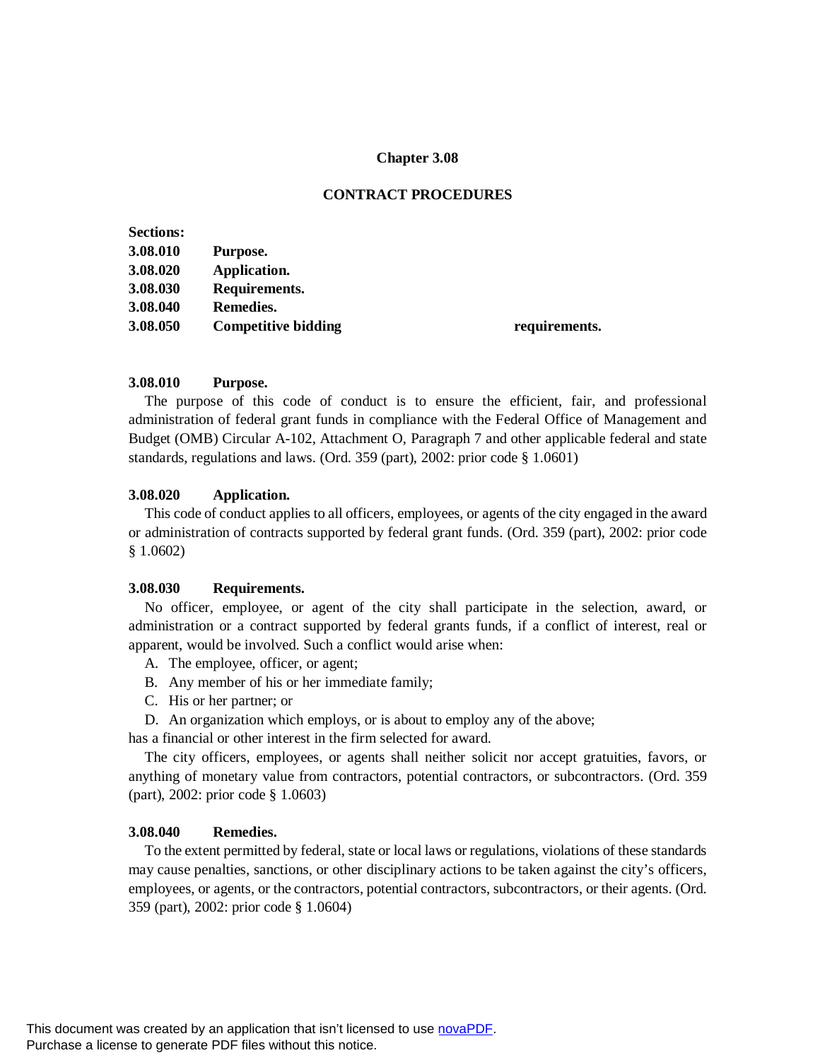# Chapter 3.08

## CONTRACT PROCEDURES

**Sections:**

**3.08.010 Purpose.**
**3.08.020 Application.**
**3.08.030 Requirements.**
**3.08.040 Remedies.**
**3.08.050 Competitive bidding requirements.**

### 3.08.010 Purpose.

The purpose of this code of conduct is to ensure the efficient, fair, and professional administration of federal grant funds in compliance with the Federal Office of Management and Budget (OMB) Circular A-102, Attachment O, Paragraph 7 and other applicable federal and state standards, regulations and laws. (Ord. 359 (part), 2002: prior code § 1.0601)

### 3.08.020 Application.

This code of conduct applies to all officers, employees, or agents of the city engaged in the award or administration of contracts supported by federal grant funds. (Ord. 359 (part), 2002: prior code § 1.0602)

### 3.08.030 Requirements.

No officer, employee, or agent of the city shall participate in the selection, award, or administration or a contract supported by federal grants funds, if a conflict of interest, real or apparent, would be involved. Such a conflict would arise when:

A. The employee, officer, or agent;

B. Any member of his or her immediate family;

C. His or her partner; or

D. An organization which employs, or is about to employ any of the above;

has a financial or other interest in the firm selected for award.

The city officers, employees, or agents shall neither solicit nor accept gratuities, favors, or anything of monetary value from contractors, potential contractors, or subcontractors. (Ord. 359 (part), 2002: prior code § 1.0603)

### 3.08.040 Remedies.

To the extent permitted by federal, state or local laws or regulations, violations of these standards may cause penalties, sanctions, or other disciplinary actions to be taken against the city's officers, employees, or agents, or the contractors, potential contractors, subcontractors, or their agents. (Ord. 359 (part), 2002: prior code § 1.0604)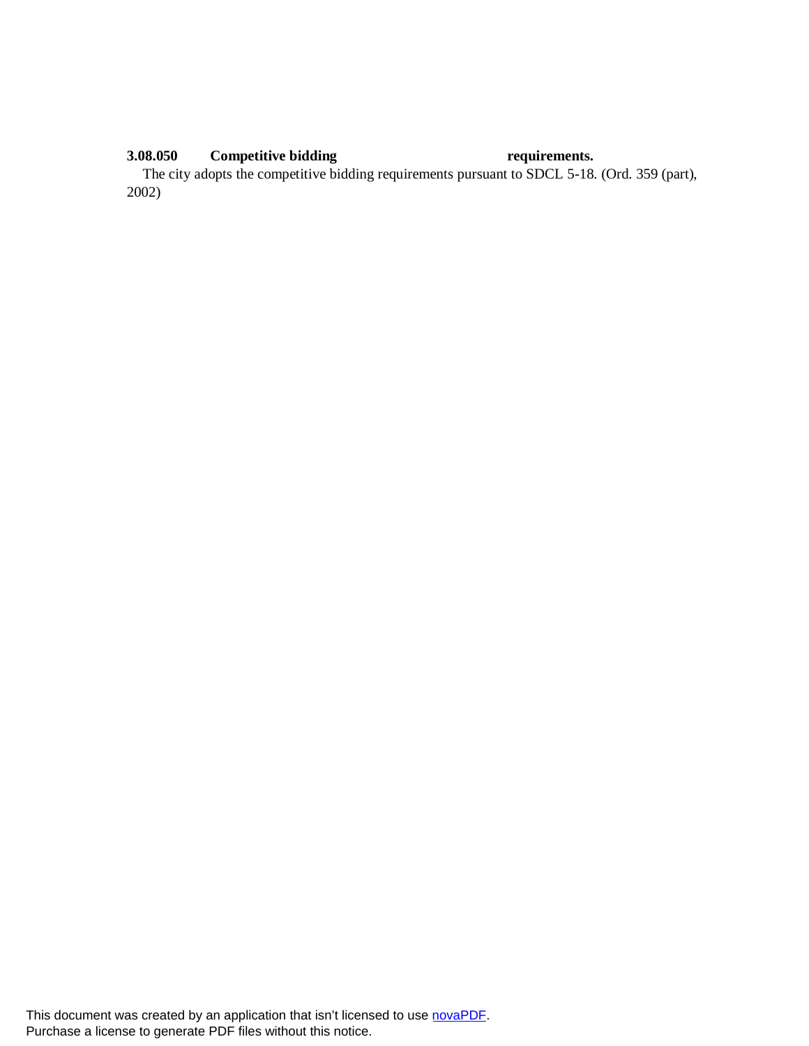**3.08.050 Competitive bidding requirements.**

The city adopts the competitive bidding requirements pursuant to SDCL 5-18. (Ord. 359 (part), 2002)